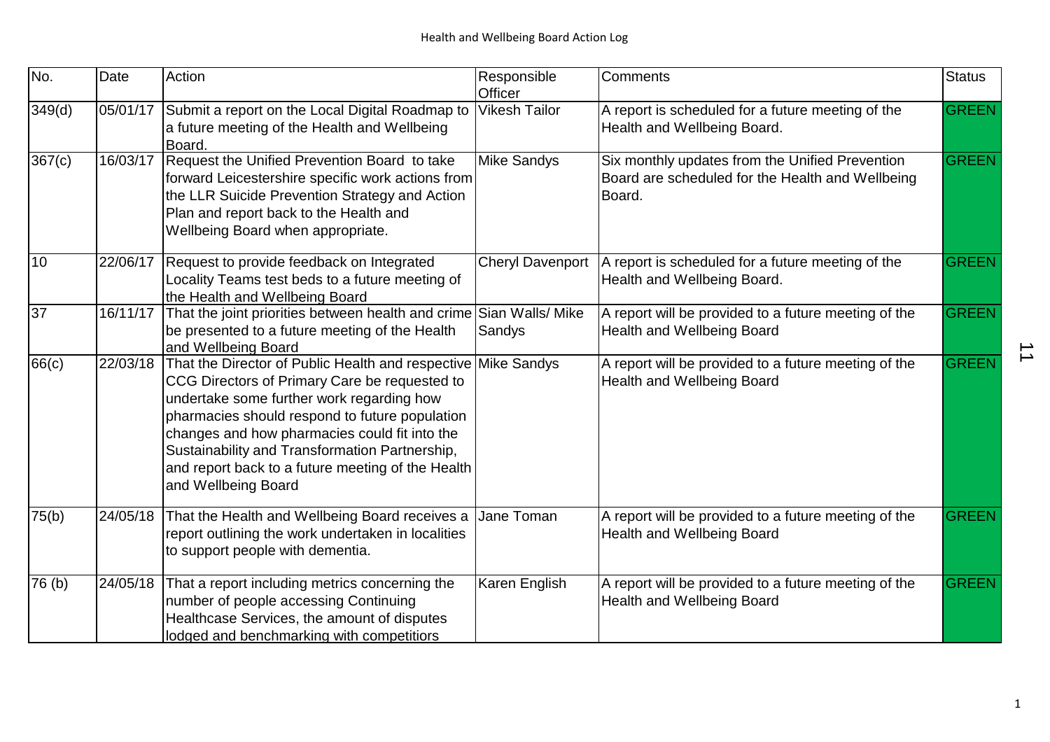# Health and Wellbeing Board Action Log

| No. | Date | Action | Responsible Officer | Comments | Status |
|---|---|---|---|---|---|
| 349(d) | 05/01/17 | Submit a report on the Local Digital Roadmap to a future meeting of the Health and Wellbeing Board. | Vikesh Tailor | A report is scheduled for a future meeting of the Health and Wellbeing Board. | GREEN |
| 367(c) | 16/03/17 | Request the Unified Prevention Board to take forward Leicestershire specific work actions from the LLR Suicide Prevention Strategy and Action Plan and report back to the Health and Wellbeing Board when appropriate. | Mike Sandys | Six monthly updates from the Unified Prevention Board are scheduled for the Health and Wellbeing Board. | GREEN |
| 10 | 22/06/17 | Request to provide feedback on Integrated Locality Teams test beds to a future meeting of the Health and Wellbeing Board | Cheryl Davenport | A report is scheduled for a future meeting of the Health and Wellbeing Board. | GREEN |
| 37 | 16/11/17 | That the joint priorities between health and crime be presented to a future meeting of the Health and Wellbeing Board | Sian Walls/ Mike Sandys | A report will be provided to a future meeting of the Health and Wellbeing Board | GREEN |
| 66(c) | 22/03/18 | That the Director of Public Health and respective CCG Directors of Primary Care be requested to undertake some further work regarding how pharmacies should respond to future population changes and how pharmacies could fit into the Sustainability and Transformation Partnership, and report back to a future meeting of the Health and Wellbeing Board | Mike Sandys | A report will be provided to a future meeting of the Health and Wellbeing Board | GREEN |
| 75(b) | 24/05/18 | That the Health and Wellbeing Board receives a report outlining the work undertaken in localities to support people with dementia. | Jane Toman | A report will be provided to a future meeting of the Health and Wellbeing Board | GREEN |
| 76 (b) | 24/05/18 | That a report including metrics concerning the number of people accessing Continuing Healthcase Services, the amount of disputes lodged and benchmarking with competitiors | Karen English | A report will be provided to a future meeting of the Health and Wellbeing Board | GREEN |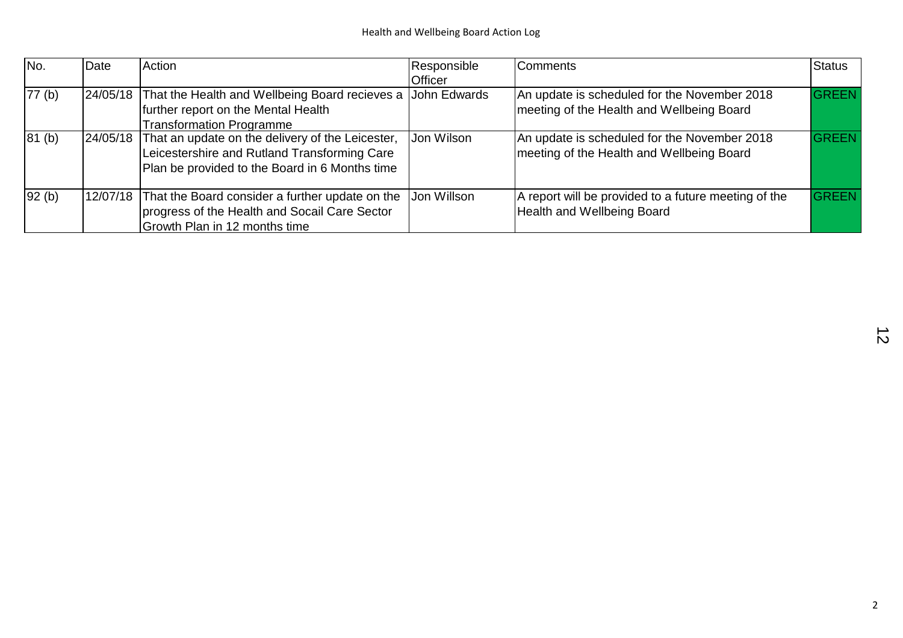Health and Wellbeing Board Action Log

| No. | Date | Action | Responsible Officer | Comments | Status |
|---|---|---|---|---|---|
| 77 (b) | 24/05/18 | That the Health and Wellbeing Board recieves a further report on the Mental Health Transformation Programme | John Edwards | An update is scheduled for the November 2018 meeting of the Health and Wellbeing Board | GREEN |
| 81 (b) | 24/05/18 | That an update on the delivery of the Leicester, Leicestershire and Rutland Transforming Care Plan be provided to the Board in 6 Months time | Jon Wilson | An update is scheduled for the November 2018 meeting of the Health and Wellbeing Board | GREEN |
| 92 (b) | 12/07/18 | That the Board consider a further update on the progress of the Health and Socail Care Sector Growth Plan in 12 months time | Jon Willson | A report will be provided to a future meeting of the Health and Wellbeing Board | GREEN |